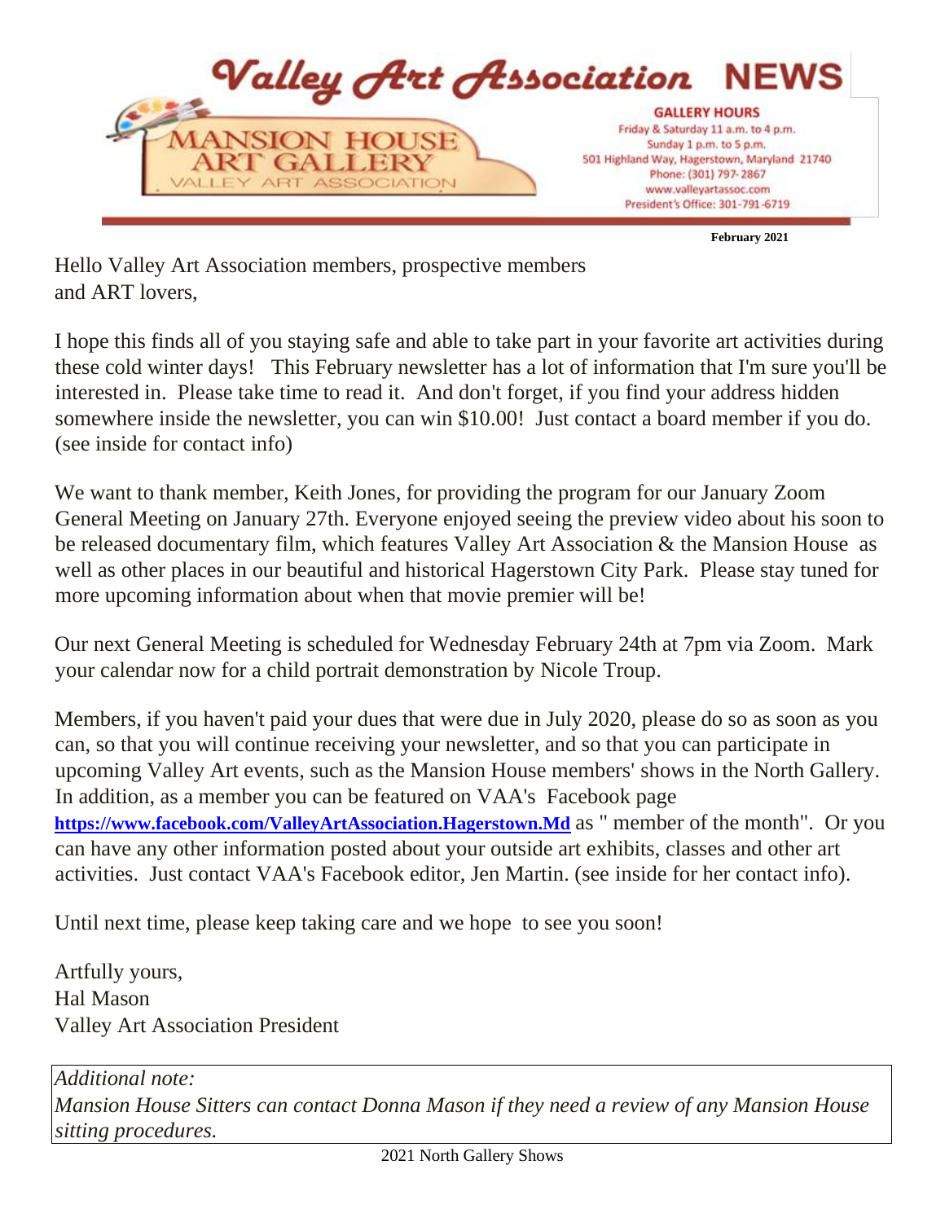# Valley Art Association NEWS

MANSION HOUSE ART GALLERY
VALLEY ART ASSOCIATION

**GALLERY HOURS**
Friday & Saturday 11 a.m. to 4 p.m.
Sunday 1 p.m. to 5 p.m.
501 Highland Way, Hagerstown, Maryland 21740
Phone: (301) 797-2867
www.valleyartassoc.com
President's Office: 301-791-6719

**February 2021**

Hello Valley Art Association members, prospective members and ART lovers,

I hope this finds all of you staying safe and able to take part in your favorite art activities during these cold winter days! This February newsletter has a lot of information that I'm sure you'll be interested in. Please take time to read it. And don't forget, if you find your address hidden somewhere inside the newsletter, you can win $10.00! Just contact a board member if you do. (see inside for contact info)

We want to thank member, Keith Jones, for providing the program for our January Zoom General Meeting on January 27th. Everyone enjoyed seeing the preview video about his soon to be released documentary film, which features Valley Art Association & the Mansion House as well as other places in our beautiful and historical Hagerstown City Park. Please stay tuned for more upcoming information about when that movie premier will be!

Our next General Meeting is scheduled for Wednesday February 24th at 7pm via Zoom. Mark your calendar now for a child portrait demonstration by Nicole Troup.

Members, if you haven't paid your dues that were due in July 2020, please do so as soon as you can, so that you will continue receiving your newsletter, and so that you can participate in upcoming Valley Art events, such as the Mansion House members' shows in the North Gallery. In addition, as a member you can be featured on VAA's Facebook page **https://www.facebook.com/ValleyArtAssociation.Hagerstown.Md** as " member of the month". Or you can have any other information posted about your outside art exhibits, classes and other art activities. Just contact VAA's Facebook editor, Jen Martin. (see inside for her contact info).

Until next time, please keep taking care and we hope to see you soon!

Artfully yours,
Hal Mason
Valley Art Association President

*Additional note:*
*Mansion House Sitters can contact Donna Mason if they need a review of any Mansion House sitting procedures.*

2021 North Gallery Shows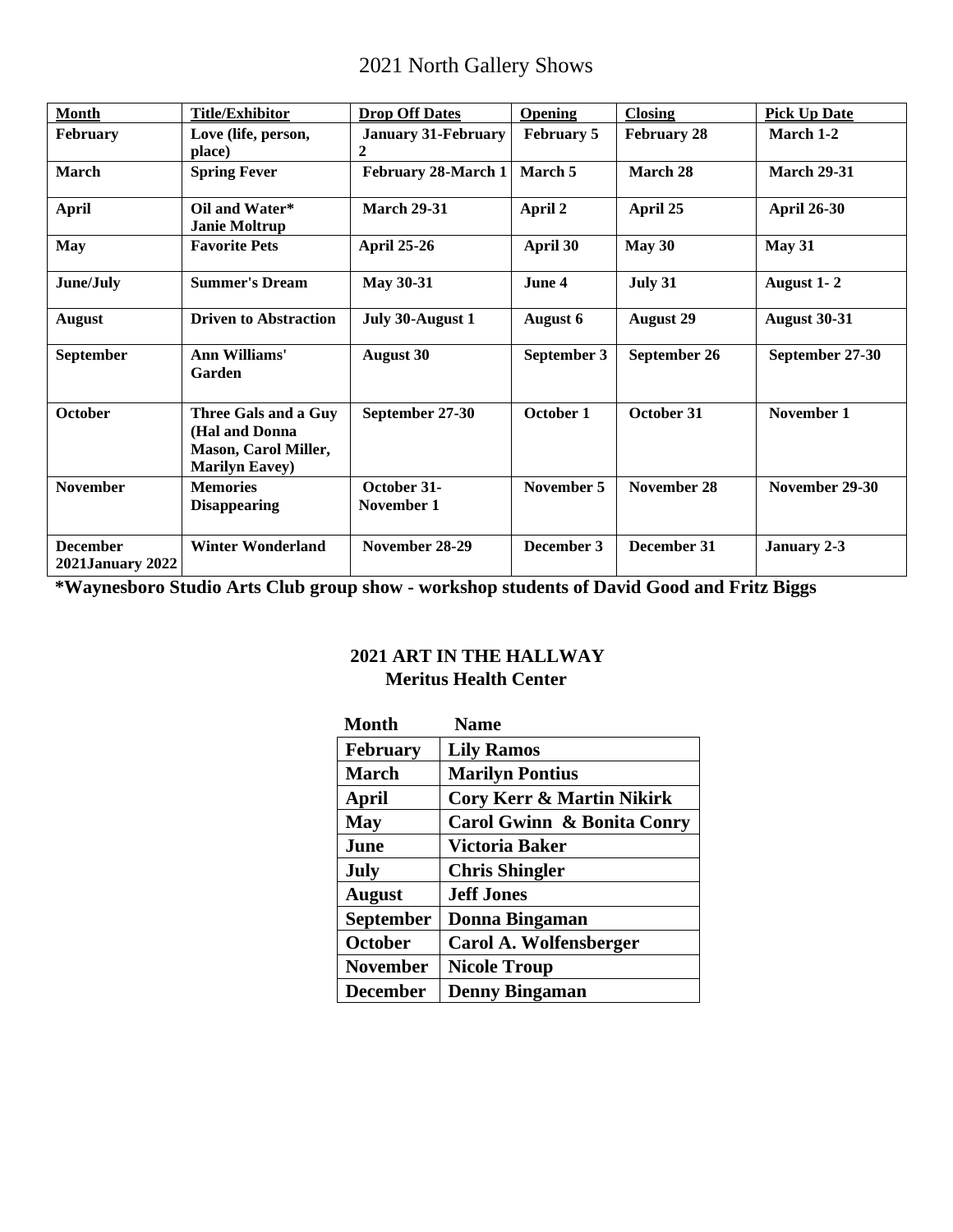# 2021 North Gallery Shows

| Month | Title/Exhibitor | Drop Off Dates | Opening | Closing | Pick Up Date |
|---|---|---|---|---|---|
| **February** | **Love (life, person, place)** | **January 31-February 2** | **February 5** | **February 28** | **March 1-2** |
| **March** | **Spring Fever** | **February 28-March 1** | **March 5** | **March 28** | **March 29-31** |
| **April** | **Oil and Water* Janie Moltrup** | **March 29-31** | **April 2** | **April 25** | **April 26-30** |
| **May** | **Favorite Pets** | **April 25-26** | **April 30** | **May 30** | **May 31** |
| **June/July** | **Summer's Dream** | **May 30-31** | **June 4** | **July 31** | **August 1- 2** |
| **August** | **Driven to Abstraction** | **July 30-August 1** | **August 6** | **August 29** | **August 30-31** |
| **September** | **Ann Williams' Garden** | **August 30** | **September 3** | **September 26** | **September 27-30** |
| **October** | **Three Gals and a Guy (Hal and Donna Mason, Carol Miller, Marilyn Eavey)** | **September 27-30** | **October 1** | **October 31** | **November 1** |
| **November** | **Memories Disappearing** | **October 31-November 1** | **November 5** | **November 28** | **November 29-30** |
| **December 2021January 2022** | **Winter Wonderland** | **November 28-29** | **December 3** | **December 31** | **January 2-3** |

***Waynesboro Studio Arts Club group show - workshop students of David Good and Fritz Biggs**

## 2021 ART IN THE HALLWAY
## Meritus Health Center

| Month | Name |
|---|---|
| **February** | **Lily Ramos** |
| **March** | **Marilyn Pontius** |
| **April** | **Cory Kerr & Martin Nikirk** |
| **May** | **Carol Gwinn & Bonita Conry** |
| **June** | **Victoria Baker** |
| **July** | **Chris Shingler** |
| **August** | **Jeff Jones** |
| **September** | **Donna Bingaman** |
| **October** | **Carol A. Wolfensberger** |
| **November** | **Nicole Troup** |
| **December** | **Denny Bingaman** |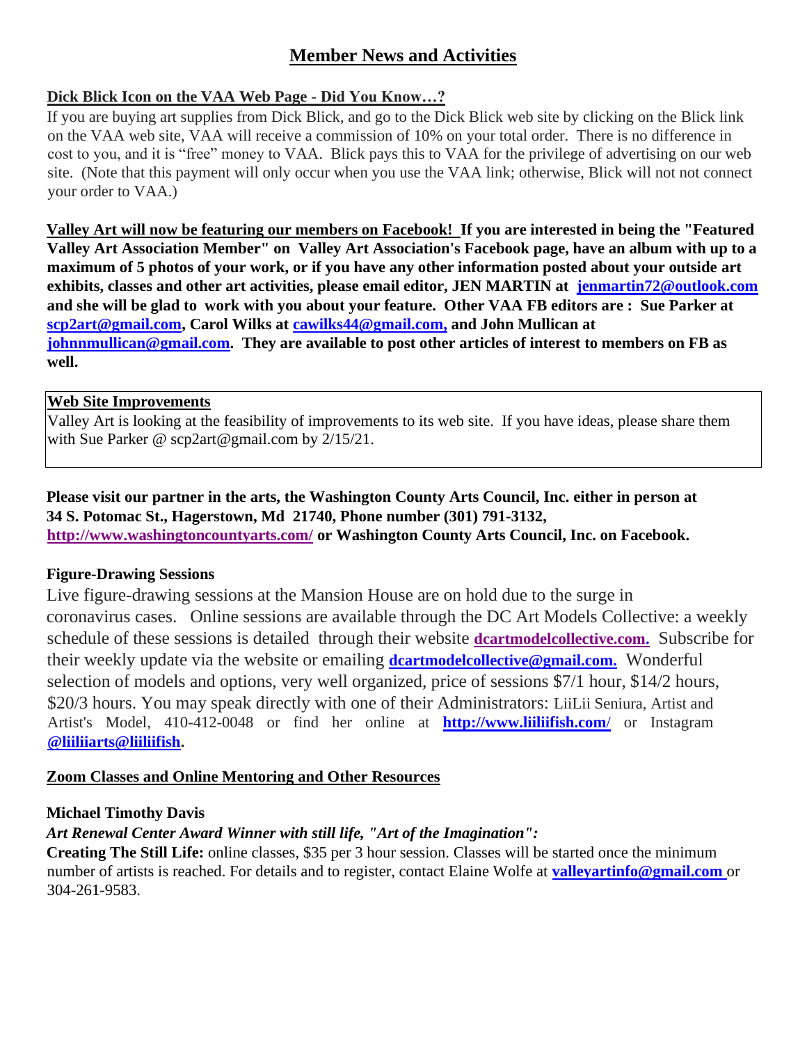# Member News and Activities

**Dick Blick Icon on the VAA Web Page - Did You Know…?**

If you are buying art supplies from Dick Blick, and go to the Dick Blick web site by clicking on the Blick link on the VAA web site, VAA will receive a commission of 10% on your total order. There is no difference in cost to you, and it is "free" money to VAA. Blick pays this to VAA for the privilege of advertising on our web site. (Note that this payment will only occur when you use the VAA link; otherwise, Blick will not not connect your order to VAA.)

**Valley Art will now be featuring our members on Facebook! If you are interested in being the "Featured Valley Art Association Member" on Valley Art Association's Facebook page, have an album with up to a maximum of 5 photos of your work, or if you have any other information posted about your outside art exhibits, classes and other art activities, please email editor, JEN MARTIN at jenmartin72@outlook.com and she will be glad to work with you about your feature. Other VAA FB editors are : Sue Parker at scp2art@gmail.com, Carol Wilks at cawilks44@gmail.com, and John Mullican at johnnmullican@gmail.com. They are available to post other articles of interest to members on FB as well.**

**Web Site Improvements**

Valley Art is looking at the feasibility of improvements to its web site. If you have ideas, please share them with Sue Parker @ scp2art@gmail.com by 2/15/21.

**Please visit our partner in the arts, the Washington County Arts Council, Inc. either in person at 34 S. Potomac St., Hagerstown, Md 21740, Phone number (301) 791-3132, http://www.washingtoncountyarts.com/ or Washington County Arts Council, Inc. on Facebook.**

**Figure-Drawing Sessions**

Live figure-drawing sessions at the Mansion House are on hold due to the surge in coronavirus cases. Online sessions are available through the DC Art Models Collective: a weekly schedule of these sessions is detailed through their website **dcartmodelcollective.com.** Subscribe for their weekly update via the website or emailing **dcartmodelcollective@gmail.com.** Wonderful selection of models and options, very well organized, price of sessions $7/1 hour, $14/2 hours, $20/3 hours. You may speak directly with one of their Administrators: LiiLii Seniura, Artist and Artist's Model, 410-412-0048 or find her online at **http://www.liiliifish.com/** or Instagram **@liiliiarts@liiliifish.**

**Zoom Classes and Online Mentoring and Other Resources**

**Michael Timothy Davis**

***Art Renewal Center Award Winner with still life, "Art of the Imagination":***

**Creating The Still Life:** online classes, $35 per 3 hour session. Classes will be started once the minimum number of artists is reached. For details and to register, contact Elaine Wolfe at **valleyartinfo@gmail.com** or 304-261-9583.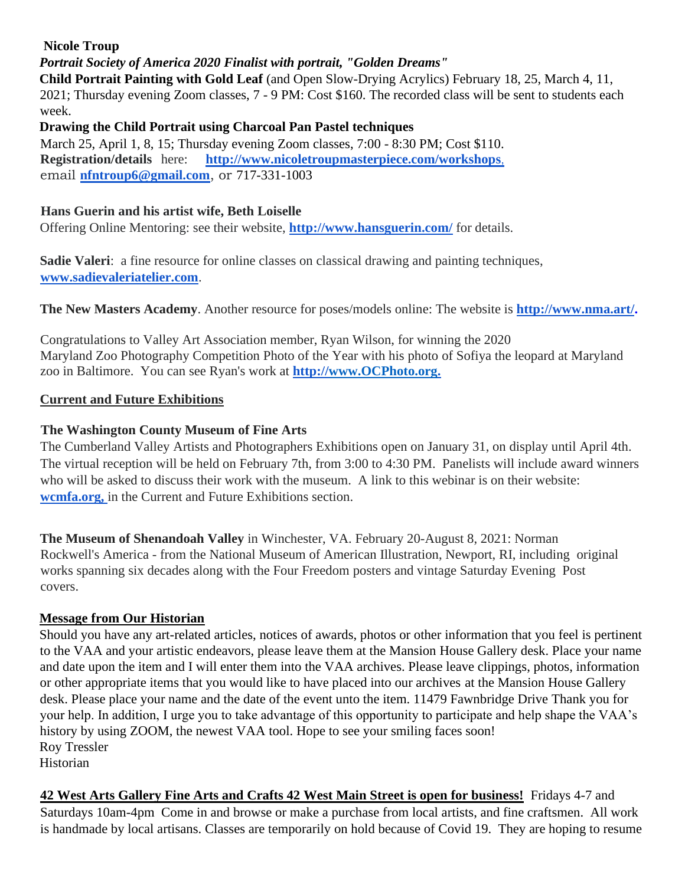**Nicole Troup**

***Portrait Society of America 2020 Finalist with portrait, "Golden Dreams"***

**Child Portrait Painting with Gold Leaf** (and Open Slow-Drying Acrylics) February 18, 25, March 4, 11, 2021; Thursday evening Zoom classes, 7 - 9 PM: Cost $160. The recorded class will be sent to students each week.

**Drawing the Child Portrait using Charcoal Pan Pastel techniques**

March 25, April 1, 8, 15; Thursday evening Zoom classes, 7:00 - 8:30 PM; Cost $110.

**Registration/details** here: **http://www.nicoletroupmasterpiece.com/workshops**,

email **nfntroup6@gmail.com**, or 717-331-1003

**Hans Guerin and his artist wife, Beth Loiselle**

Offering Online Mentoring: see their website, **http://www.hansguerin.com/** for details.

**Sadie Valeri**: a fine resource for online classes on classical drawing and painting techniques, **www.sadievaleriatelier.com**.

**The New Masters Academy**. Another resource for poses/models online: The website is **http://www.nma.art/.**

Congratulations to Valley Art Association member, Ryan Wilson, for winning the 2020 Maryland Zoo Photography Competition Photo of the Year with his photo of Sofiya the leopard at Maryland zoo in Baltimore. You can see Ryan's work at **http://www.OCPhoto.org.**

## Current and Future Exhibitions

**The Washington County Museum of Fine Arts**

The Cumberland Valley Artists and Photographers Exhibitions open on January 31, on display until April 4th. The virtual reception will be held on February 7th, from 3:00 to 4:30 PM. Panelists will include award winners who will be asked to discuss their work with the museum. A link to this webinar is on their website: **wcmfa.org,** in the Current and Future Exhibitions section.

**The Museum of Shenandoah Valley** in Winchester, VA. February 20-August 8, 2021: Norman Rockwell's America - from the National Museum of American Illustration, Newport, RI, including original works spanning six decades along with the Four Freedom posters and vintage Saturday Evening Post covers.

## Message from Our Historian

Should you have any art-related articles, notices of awards, photos or other information that you feel is pertinent to the VAA and your artistic endeavors, please leave them at the Mansion House Gallery desk. Place your name and date upon the item and I will enter them into the VAA archives. Please leave clippings, photos, information or other appropriate items that you would like to have placed into our archives at the Mansion House Gallery desk. Please place your name and the date of the event unto the item. 11479 Fawnbridge Drive Thank you for your help. In addition, I urge you to take advantage of this opportunity to participate and help shape the VAA's history by using ZOOM, the newest VAA tool. Hope to see your smiling faces soon!

Roy Tressler

Historian

**42 West Arts Gallery Fine Arts and Crafts 42 West Main Street is open for business!** Fridays 4-7 and Saturdays 10am-4pm Come in and browse or make a purchase from local artists, and fine craftsmen. All work is handmade by local artisans. Classes are temporarily on hold because of Covid 19. They are hoping to resume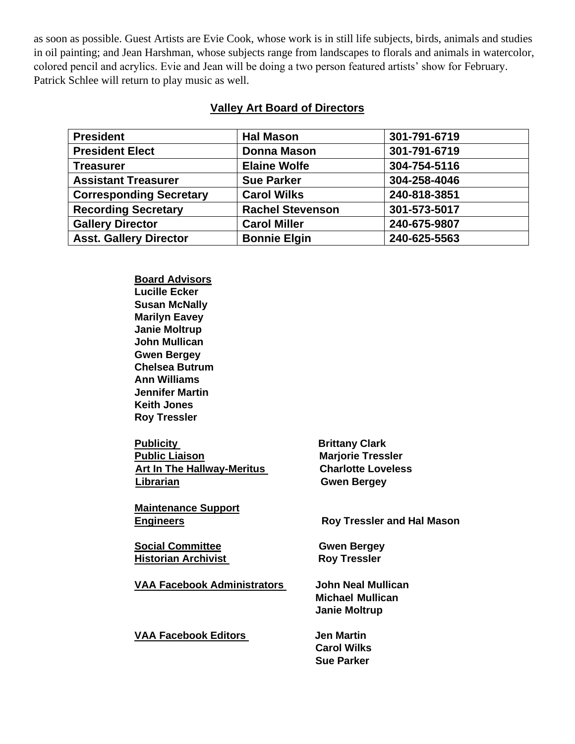as soon as possible. Guest Artists are Evie Cook, whose work is in still life subjects, birds, animals and studies in oil painting; and Jean Harshman, whose subjects range from landscapes to florals and animals in watercolor, colored pencil and acrylics. Evie and Jean will be doing a two person featured artists' show for February. Patrick Schlee will return to play music as well.

## Valley Art Board of Directors

| | | |
|---|---|---|
| **President** | **Hal Mason** | **301-791-6719** |
| **President Elect** | **Donna Mason** | **301-791-6719** |
| **Treasurer** | **Elaine Wolfe** | **304-754-5116** |
| **Assistant Treasurer** | **Sue Parker** | **304-258-4046** |
| **Corresponding Secretary** | **Carol Wilks** | **240-818-3851** |
| **Recording Secretary** | **Rachel Stevenson** | **301-573-5017** |
| **Gallery Director** | **Carol Miller** | **240-675-9807** |
| **Asst. Gallery Director** | **Bonnie Elgin** | **240-625-5563** |

**Board Advisors**
**Lucille Ecker**
**Susan McNally**
**Marilyn Eavey**
**Janie Moltrup**
**John Mullican**
**Gwen Bergey**
**Chelsea Butrum**
**Ann Williams**
**Jennifer Martin**
**Keith Jones**
**Roy Tressler**

**Publicity** — **Brittany Clark**
**Public Liaison** — **Marjorie Tressler**
**Art In The Hallway-Meritus** — **Charlotte Loveless**
**Librarian** — **Gwen Bergey**

**Maintenance Support Engineers** — **Roy Tressler and Hal Mason**

**Social Committee** — **Gwen Bergey**
**Historian Archivist** — **Roy Tressler**

**VAA Facebook Administrators** — **John Neal Mullican**, **Michael Mullican**, **Janie Moltrup**

**VAA Facebook Editors** — **Jen Martin**, **Carol Wilks**, **Sue Parker**